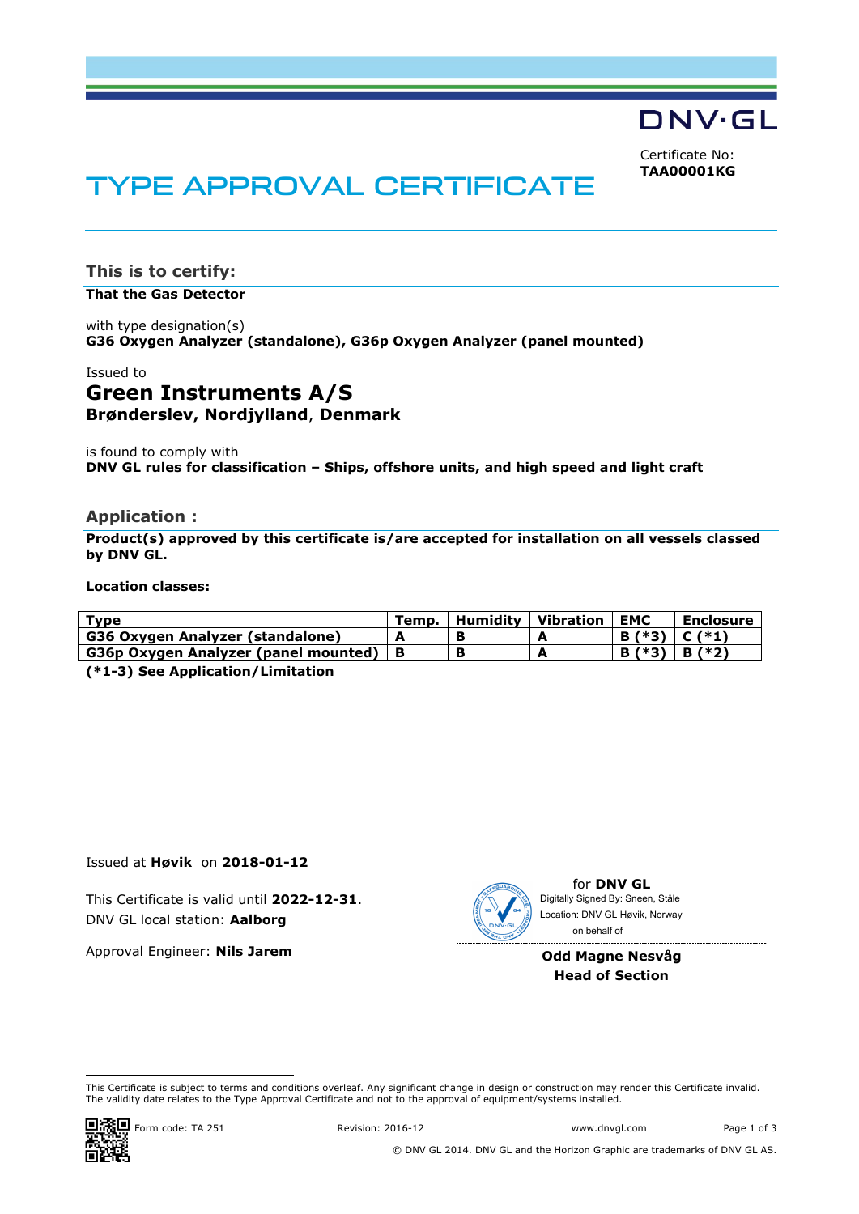DNV·GL

Certificate No:
**TAA00001KG**

# TYPE APPROVAL CERTIFICATE

## This is to certify:

**That the Gas Detector**

with type designation(s)
**G36 Oxygen Analyzer (standalone), G36p Oxygen Analyzer (panel mounted)**

Issued to
### Green Instruments A/S
**Brønderslev, Nordjylland**, **Denmark**

is found to comply with
**DNV GL rules for classification – Ships, offshore units, and high speed and light craft**

## Application :

**Product(s) approved by this certificate is/are accepted for installation on all vessels classed by DNV GL.**

**Location classes:**

| Type | Temp. | Humidity | Vibration | EMC | Enclosure |
| --- | --- | --- | --- | --- | --- |
| G36 Oxygen Analyzer (standalone) | A | B | A | B (*3) | C (*1) |
| G36p Oxygen Analyzer (panel mounted) | B | B | A | B (*3) | B (*2) |

**(*1-3) See Application/Limitation**

Issued at **Høvik** on **2018-01-12**

This Certificate is valid until **2022-12-31**.
DNV GL local station: **Aalborg**

Approval Engineer: **Nils Jarem**

for **DNV GL**
Digitally Signed By: Sneen, Ståle
Location: DNV GL Høvik, Norway
on behalf of

**Odd Magne Nesvåg**
**Head of Section**

This Certificate is subject to terms and conditions overleaf. Any significant change in design or construction may render this Certificate invalid. The validity date relates to the Type Approval Certificate and not to the approval of equipment/systems installed.

Form code: TA 251 Revision: 2016-12 www.dnvgl.com

© DNV GL 2014. DNV GL and the Horizon Graphic are trademarks of DNV GL AS.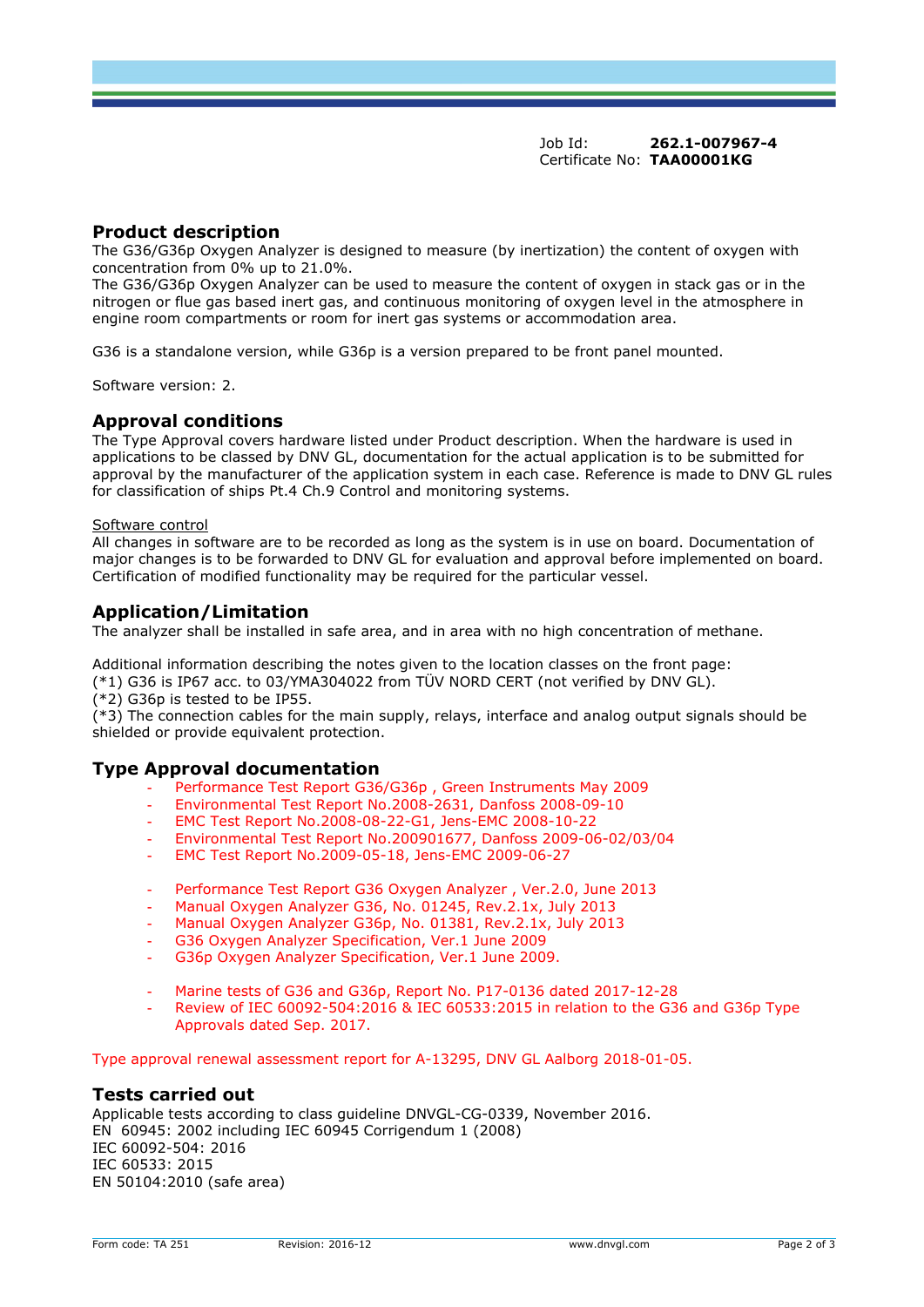Job Id: **262.1-007967-4**
Certificate No: **TAA00001KG**

## Product description

The G36/G36p Oxygen Analyzer is designed to measure (by inertization) the content of oxygen with concentration from 0% up to 21.0%.
The G36/G36p Oxygen Analyzer can be used to measure the content of oxygen in stack gas or in the nitrogen or flue gas based inert gas, and continuous monitoring of oxygen level in the atmosphere in engine room compartments or room for inert gas systems or accommodation area.

G36 is a standalone version, while G36p is a version prepared to be front panel mounted.

Software version: 2.

## Approval conditions

The Type Approval covers hardware listed under Product description. When the hardware is used in applications to be classed by DNV GL, documentation for the actual application is to be submitted for approval by the manufacturer of the application system in each case. Reference is made to DNV GL rules for classification of ships Pt.4 Ch.9 Control and monitoring systems.

Software control

All changes in software are to be recorded as long as the system is in use on board. Documentation of major changes is to be forwarded to DNV GL for evaluation and approval before implemented on board. Certification of modified functionality may be required for the particular vessel.

## Application/Limitation

The analyzer shall be installed in safe area, and in area with no high concentration of methane.

Additional information describing the notes given to the location classes on the front page:
(*1) G36 is IP67 acc. to 03/YMA304022 from TÜV NORD CERT (not verified by DNV GL).
(*2) G36p is tested to be IP55.
(*3) The connection cables for the main supply, relays, interface and analog output signals should be shielded or provide equivalent protection.

## Type Approval documentation

- Performance Test Report G36/G36p , Green Instruments May 2009
- Environmental Test Report No.2008-2631, Danfoss 2008-09-10
- EMC Test Report No.2008-08-22-G1, Jens-EMC 2008-10-22
- Environmental Test Report No.200901677, Danfoss 2009-06-02/03/04
- EMC Test Report No.2009-05-18, Jens-EMC 2009-06-27

- Performance Test Report G36 Oxygen Analyzer , Ver.2.0, June 2013
- Manual Oxygen Analyzer G36, No. 01245, Rev.2.1x, July 2013
- Manual Oxygen Analyzer G36p, No. 01381, Rev.2.1x, July 2013
- G36 Oxygen Analyzer Specification, Ver.1 June 2009
- G36p Oxygen Analyzer Specification, Ver.1 June 2009.

- Marine tests of G36 and G36p, Report No. P17-0136 dated 2017-12-28
- Review of IEC 60092-504:2016 & IEC 60533:2015 in relation to the G36 and G36p Type Approvals dated Sep. 2017.

Type approval renewal assessment report for A-13295, DNV GL Aalborg 2018-01-05.

## Tests carried out

Applicable tests according to class guideline DNVGL-CG-0339, November 2016.
EN 60945: 2002 including IEC 60945 Corrigendum 1 (2008)
IEC 60092-504: 2016
IEC 60533: 2015
EN 50104:2010 (safe area)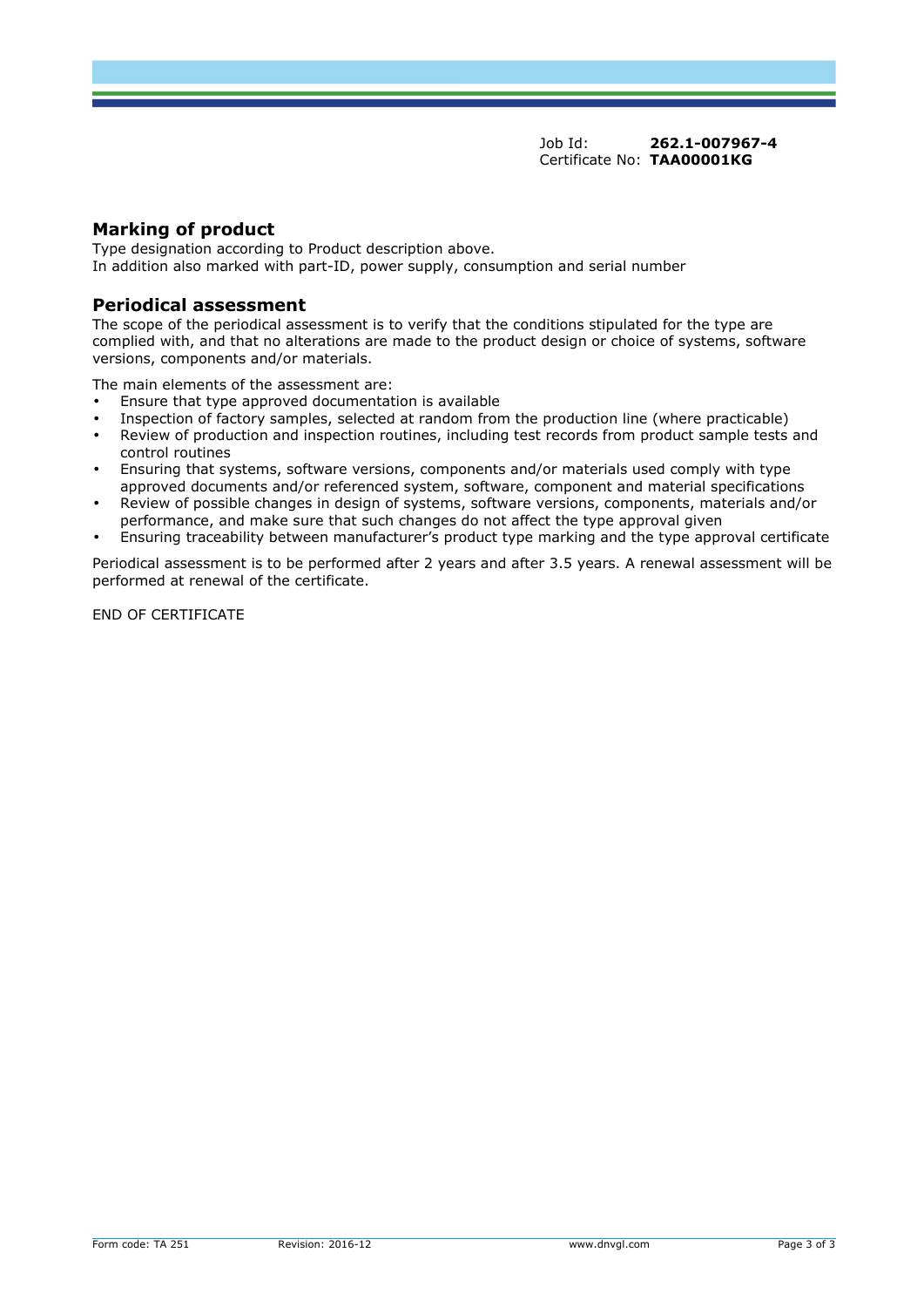Job Id: **262.1-007967-4**
Certificate No: **TAA00001KG**

## Marking of product

Type designation according to Product description above.
In addition also marked with part-ID, power supply, consumption and serial number

## Periodical assessment

The scope of the periodical assessment is to verify that the conditions stipulated for the type are complied with, and that no alterations are made to the product design or choice of systems, software versions, components and/or materials.

The main elements of the assessment are:

- Ensure that type approved documentation is available
- Inspection of factory samples, selected at random from the production line (where practicable)
- Review of production and inspection routines, including test records from product sample tests and control routines
- Ensuring that systems, software versions, components and/or materials used comply with type approved documents and/or referenced system, software, component and material specifications
- Review of possible changes in design of systems, software versions, components, materials and/or performance, and make sure that such changes do not affect the type approval given
- Ensuring traceability between manufacturer's product type marking and the type approval certificate

Periodical assessment is to be performed after 2 years and after 3.5 years. A renewal assessment will be performed at renewal of the certificate.

END OF CERTIFICATE